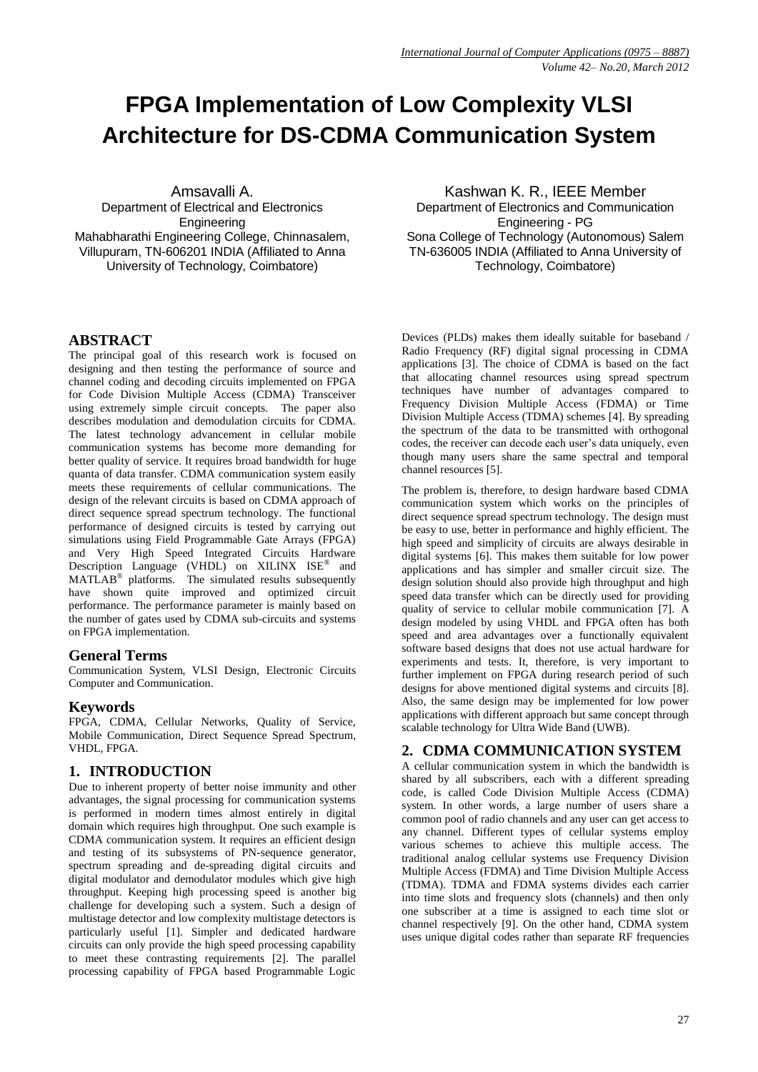# FPGA Implementation of Low Complexity VLSI Architecture for DS-CDMA Communication System

Amsavalli A.
Department of Electrical and Electronics Engineering
Mahabharathi Engineering College, Chinnasalem, Villupuram, TN-606201 INDIA (Affiliated to Anna University of Technology, Coimbatore)

Kashwan K. R., IEEE Member
Department of Electronics and Communication Engineering - PG
Sona College of Technology (Autonomous) Salem TN-636005 INDIA (Affiliated to Anna University of Technology, Coimbatore)

## ABSTRACT

The principal goal of this research work is focused on designing and then testing the performance of source and channel coding and decoding circuits implemented on FPGA for Code Division Multiple Access (CDMA) Transceiver using extremely simple circuit concepts. The paper also describes modulation and demodulation circuits for CDMA. The latest technology advancement in cellular mobile communication systems has become more demanding for better quality of service. It requires broad bandwidth for huge quanta of data transfer. CDMA communication system easily meets these requirements of cellular communications. The design of the relevant circuits is based on CDMA approach of direct sequence spread spectrum technology. The functional performance of designed circuits is tested by carrying out simulations using Field Programmable Gate Arrays (FPGA) and Very High Speed Integrated Circuits Hardware Description Language (VHDL) on XILINX ISE® and MATLAB® platforms. The simulated results subsequently have shown quite improved and optimized circuit performance. The performance parameter is mainly based on the number of gates used by CDMA sub-circuits and systems on FPGA implementation.

### General Terms

Communication System, VLSI Design, Electronic Circuits Computer and Communication.

### Keywords

FPGA, CDMA, Cellular Networks, Quality of Service, Mobile Communication, Direct Sequence Spread Spectrum, VHDL, FPGA.

## 1. INTRODUCTION

Due to inherent property of better noise immunity and other advantages, the signal processing for communication systems is performed in modern times almost entirely in digital domain which requires high throughput. One such example is CDMA communication system. It requires an efficient design and testing of its subsystems of PN-sequence generator, spectrum spreading and de-spreading digital circuits and digital modulator and demodulator modules which give high throughput. Keeping high processing speed is another big challenge for developing such a system. Such a design of multistage detector and low complexity multistage detectors is particularly useful [1]. Simpler and dedicated hardware circuits can only provide the high speed processing capability to meet these contrasting requirements [2]. The parallel processing capability of FPGA based Programmable Logic Devices (PLDs) makes them ideally suitable for baseband / Radio Frequency (RF) digital signal processing in CDMA applications [3]. The choice of CDMA is based on the fact that allocating channel resources using spread spectrum techniques have number of advantages compared to Frequency Division Multiple Access (FDMA) or Time Division Multiple Access (TDMA) schemes [4]. By spreading the spectrum of the data to be transmitted with orthogonal codes, the receiver can decode each user's data uniquely, even though many users share the same spectral and temporal channel resources [5].

The problem is, therefore, to design hardware based CDMA communication system which works on the principles of direct sequence spread spectrum technology. The design must be easy to use, better in performance and highly efficient. The high speed and simplicity of circuits are always desirable in digital systems [6]. This makes them suitable for low power applications and has simpler and smaller circuit size. The design solution should also provide high throughput and high speed data transfer which can be directly used for providing quality of service to cellular mobile communication [7]. A design modeled by using VHDL and FPGA often has both speed and area advantages over a functionally equivalent software based designs that does not use actual hardware for experiments and tests. It, therefore, is very important to further implement on FPGA during research period of such designs for above mentioned digital systems and circuits [8]. Also, the same design may be implemented for low power applications with different approach but same concept through scalable technology for Ultra Wide Band (UWB).

## 2. CDMA COMMUNICATION SYSTEM

A cellular communication system in which the bandwidth is shared by all subscribers, each with a different spreading code, is called Code Division Multiple Access (CDMA) system. In other words, a large number of users share a common pool of radio channels and any user can get access to any channel. Different types of cellular systems employ various schemes to achieve this multiple access. The traditional analog cellular systems use Frequency Division Multiple Access (FDMA) and Time Division Multiple Access (TDMA). TDMA and FDMA systems divides each carrier into time slots and frequency slots (channels) and then only one subscriber at a time is assigned to each time slot or channel respectively [9]. On the other hand, CDMA system uses unique digital codes rather than separate RF frequencies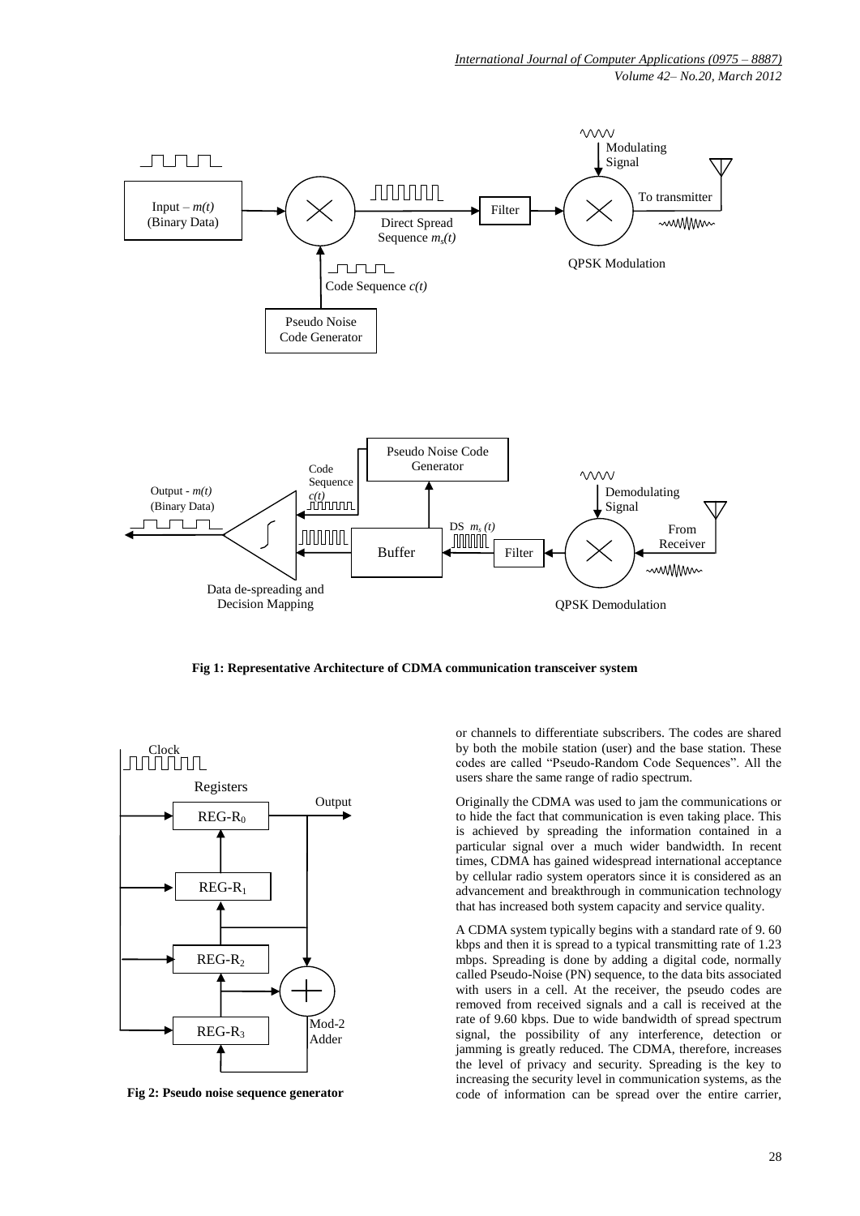**Fig 1: Representative Architecture of CDMA communication transceiver system**

**Fig 2: Pseudo noise sequence generator**

or channels to differentiate subscribers. The codes are shared by both the mobile station (user) and the base station. These codes are called "Pseudo-Random Code Sequences". All the users share the same range of radio spectrum.

Originally the CDMA was used to jam the communications or to hide the fact that communication is even taking place. This is achieved by spreading the information contained in a particular signal over a much wider bandwidth. In recent times, CDMA has gained widespread international acceptance by cellular radio system operators since it is considered as an advancement and breakthrough in communication technology that has increased both system capacity and service quality.

A CDMA system typically begins with a standard rate of 9. 60 kbps and then it is spread to a typical transmitting rate of 1.23 mbps. Spreading is done by adding a digital code, normally called Pseudo-Noise (PN) sequence, to the data bits associated with users in a cell. At the receiver, the pseudo codes are removed from received signals and a call is received at the rate of 9.60 kbps. Due to wide bandwidth of spread spectrum signal, the possibility of any interference, detection or jamming is greatly reduced. The CDMA, therefore, increases the level of privacy and security. Spreading is the key to increasing the security level in communication systems, as the code of information can be spread over the entire carrier,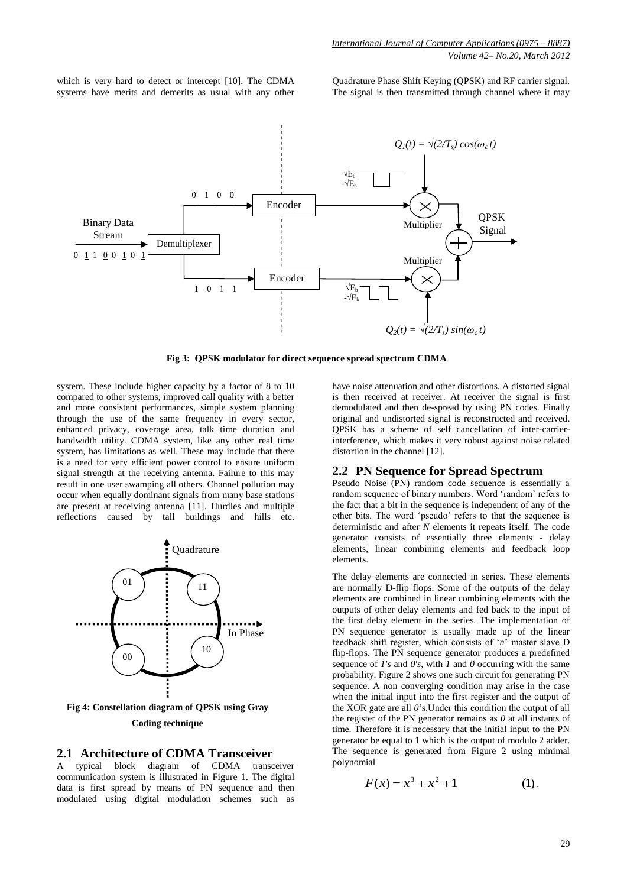which is very hard to detect or intercept [10]. The CDMA systems have merits and demerits as usual with any other system. These include higher capacity by a factor of 8 to 10 compared to other systems, improved call quality with a better and more consistent performances, simple system planning through the use of the same frequency in every sector, enhanced privacy, coverage area, talk time duration and bandwidth utility. CDMA system, like any other real time system, has limitations as well. These may include that there is a need for very efficient power control to ensure uniform signal strength at the receiving antenna. Failure to this may result in one user swamping all others. Channel pollution may occur when equally dominant signals from many base stations are present at receiving antenna [11]. Hurdles and multiple reflections caused by tall buildings and hills etc. have noise attenuation and other distortions. A distorted signal is then received at receiver. At receiver the signal is first demodulated and then de-spread by using PN codes. Finally original and undistorted signal is reconstructed and received. QPSK has a scheme of self cancellation of inter-carrier-interference, which makes it very robust against noise related distortion in the channel [12].

**Fig 3: QPSK modulator for direct sequence spread spectrum CDMA**

**Fig 4: Constellation diagram of QPSK using Gray Coding technique**

## 2.1 Architecture of CDMA Transceiver

A typical block diagram of CDMA transceiver communication system is illustrated in Figure 1. The digital data is first spread by means of PN sequence and then modulated using digital modulation schemes such as Quadrature Phase Shift Keying (QPSK) and RF carrier signal. The signal is then transmitted through channel where it may

## 2.2 PN Sequence for Spread Spectrum

Pseudo Noise (PN) random code sequence is essentially a random sequence of binary numbers. Word 'random' refers to the fact that a bit in the sequence is independent of any of the other bits. The word 'pseudo' refers to that the sequence is deterministic and after $N$ elements it repeats itself. The code generator consists of essentially three elements - delay elements, linear combining elements and feedback loop elements.

The delay elements are connected in series. These elements are normally D-flip flops. Some of the outputs of the delay elements are combined in linear combining elements with the outputs of other delay elements and fed back to the input of the first delay element in the series. The implementation of PN sequence generator is usually made up of the linear feedback shift register, which consists of '$n$' master slave D flip-flops. The PN sequence generator produces a predefined sequence of *1's* and *0's*, with *1* and *0* occurring with the same probability. Figure 2 shows one such circuit for generating PN sequence. A non converging condition may arise in the case when the initial input into the first register and the output of the XOR gate are all *0*'s. Under this condition the output of all the register of the PN generator remains as *0* at all instants of time. Therefore it is necessary that the initial input to the PN generator be equal to 1 which is the output of modulo 2 adder. The sequence is generated from Figure 2 using minimal polynomial

$$F(x) = x^3 + x^2 + 1 \qquad (1).$$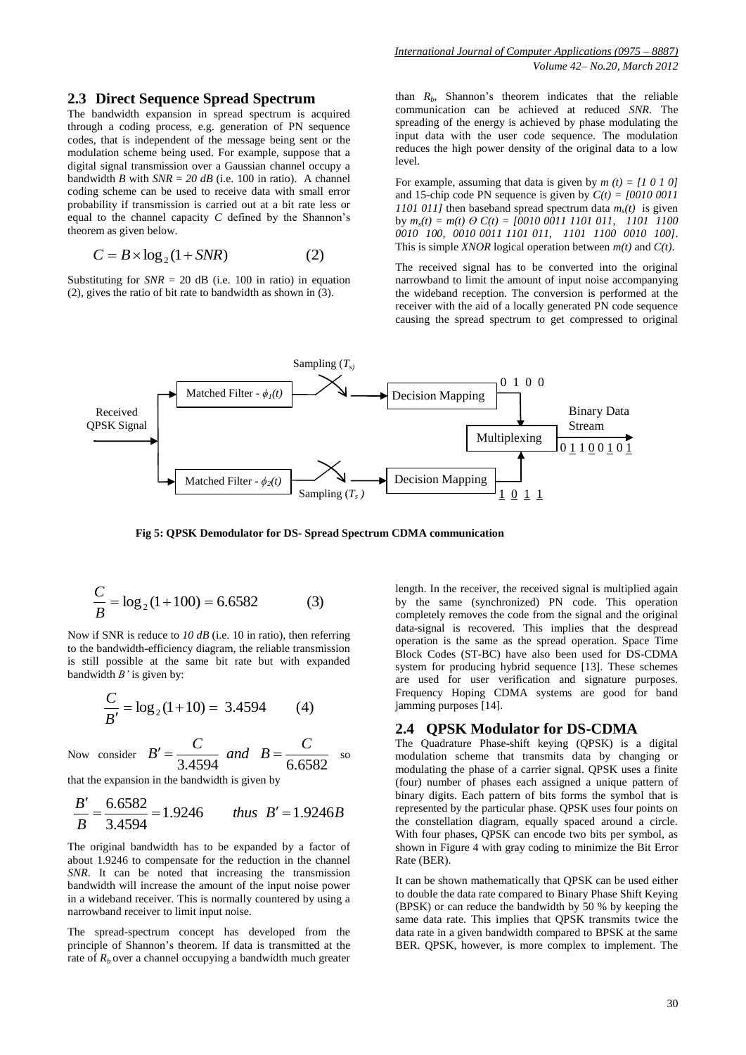### 2.3 Direct Sequence Spread Spectrum

The bandwidth expansion in spread spectrum is acquired through a coding process, e.g. generation of PN sequence codes, that is independent of the message being sent or the modulation scheme being used. For example, suppose that a digital signal transmission over a Gaussian channel occupy a bandwidth *B* with *SNR = 20 dB* (i.e. 100 in ratio). A channel coding scheme can be used to receive data with small error probability if transmission is carried out at a bit rate less or equal to the channel capacity *C* defined by the Shannon's theorem as given below.

$$C = B \times \log_2(1 + SNR) \qquad (2)$$

Substituting for *SNR* = 20 dB (i.e. 100 in ratio) in equation (2), gives the ratio of bit rate to bandwidth as shown in (3).

$$\frac{C}{B} = \log_2(1+100) = 6.6582 \qquad (3)$$

Now if SNR is reduce to *10 dB* (i.e. 10 in ratio), then referring to the bandwidth-efficiency diagram, the reliable transmission is still possible at the same bit rate but with expanded bandwidth *B'* is given by:

$$\frac{C}{B'} = \log_2(1+10) = 3.4594 \qquad (4)$$

Now consider $B' = \frac{C}{3.4594}$ *and* $B = \frac{C}{6.6582}$ so that the expansion in the bandwidth is given by

$$\frac{B'}{B} = \frac{6.6582}{3.4594} = 1.9246 \qquad thus \;\; B' = 1.9246B$$

The original bandwidth has to be expanded by a factor of about 1.9246 to compensate for the reduction in the channel *SNR*. It can be noted that increasing the transmission bandwidth will increase the amount of the input noise power in a wideband receiver. This is normally countered by using a narrowband receiver to limit input noise.

The spread-spectrum concept has developed from the principle of Shannon's theorem. If data is transmitted at the rate of $R_b$ over a channel occupying a bandwidth much greater than $R_b$, Shannon's theorem indicates that the reliable communication can be achieved at reduced *SNR*. The spreading of the energy is achieved by phase modulating the input data with the user code sequence. The modulation reduces the high power density of the original data to a low level.

For example, assuming that data is given by *m (t) = [1 0 1 0]* and 15-chip code PN sequence is given by *C(t) = [0010 0011 1101 011]* then baseband spread spectrum data $m_s(t)$ is given by $m_s(t) = m(t) \odot C(t)$ *= [0010 0011 1101 011, 1101 1100 0010 100, 0010 0011 1101 011, 1101 1100 0010 100]*. This is simple *XNOR* logical operation between *m(t)* and *C(t)*.

The received signal has to be converted into the original narrowband to limit the amount of input noise accompanying the wideband reception. The conversion is performed at the receiver with the aid of a locally generated PN code sequence causing the spread spectrum to get compressed to original length. In the receiver, the received signal is multiplied again by the same (synchronized) PN code. This operation completely removes the code from the signal and the original data-signal is recovered. This implies that the despread operation is the same as the spread operation. Space Time Block Codes (ST-BC) have also been used for DS-CDMA system for producing hybrid sequence [13]. These schemes are used for user verification and signature purposes. Frequency Hoping CDMA systems are good for band jamming purposes [14].

Received QPSK Signal → Matched Filter - $\phi_1(t)$ → Sampling ($T_s$) → Decision Mapping → 0 1 0 0
Received QPSK Signal → Matched Filter - $\phi_2(t)$ → Sampling ($T_s$) → Decision Mapping → 1 0 1 1
→ Multiplexing → Binary Data Stream 0 1 1 0 0 1 0 1

**Fig 5: QPSK Demodulator for DS- Spread Spectrum CDMA communication**

### 2.4 QPSK Modulator for DS-CDMA

The Quadrature Phase-shift keying (QPSK) is a digital modulation scheme that transmits data by changing or modulating the phase of a carrier signal. QPSK uses a finite (four) number of phases each assigned a unique pattern of binary digits. Each pattern of bits forms the symbol that is represented by the particular phase. QPSK uses four points on the constellation diagram, equally spaced around a circle. With four phases, QPSK can encode two bits per symbol, as shown in Figure 4 with gray coding to minimize the Bit Error Rate (BER).

It can be shown mathematically that QPSK can be used either to double the data rate compared to Binary Phase Shift Keying (BPSK) or can reduce the bandwidth by 50 % by keeping the same data rate. This implies that QPSK transmits twice the data rate in a given bandwidth compared to BPSK at the same BER. QPSK, however, is more complex to implement. The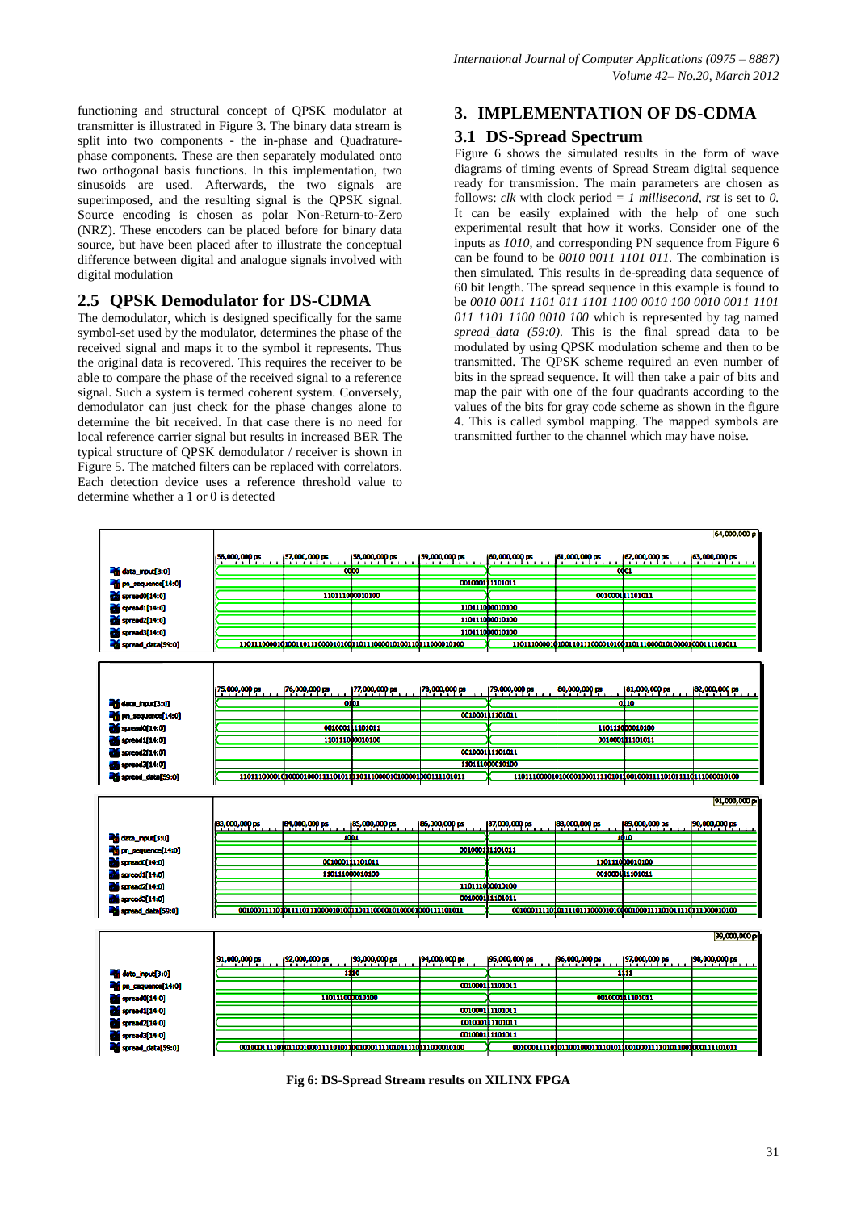functioning and structural concept of QPSK modulator at transmitter is illustrated in Figure 3. The binary data stream is split into two components - the in-phase and Quadrature-phase components. These are then separately modulated onto two orthogonal basis functions. In this implementation, two sinusoids are used. Afterwards, the two signals are superimposed, and the resulting signal is the QPSK signal. Source encoding is chosen as polar Non-Return-to-Zero (NRZ). These encoders can be placed before for binary data source, but have been placed after to illustrate the conceptual difference between digital and analogue signals involved with digital modulation

## 2.5 QPSK Demodulator for DS-CDMA

The demodulator, which is designed specifically for the same symbol-set used by the modulator, determines the phase of the received signal and maps it to the symbol it represents. Thus the original data is recovered. This requires the receiver to be able to compare the phase of the received signal to a reference signal. Such a system is termed coherent system. Conversely, demodulator can just check for the phase changes alone to determine the bit received. In that case there is no need for local reference carrier signal but results in increased BER The typical structure of QPSK demodulator / receiver is shown in Figure 5. The matched filters can be replaced with correlators. Each detection device uses a reference threshold value to determine whether a 1 or 0 is detected

# 3. IMPLEMENTATION OF DS-CDMA

## 3.1 DS-Spread Spectrum

Figure 6 shows the simulated results in the form of wave diagrams of timing events of Spread Stream digital sequence ready for transmission. The main parameters are chosen as follows: *clk* with clock period = *1 millisecond, rst* is set to *0.* It can be easily explained with the help of one such experimental result that how it works. Consider one of the inputs as *1010*, and corresponding PN sequence from Figure 6 can be found to be *0010 0011 1101 011.* The combination is then simulated. This results in de-spreading data sequence of 60 bit length. The spread sequence in this example is found to be *0010 0011 1101 011 1101 1100 0010 100 0010 0011 1101 011 1101 1100 0010 100* which is represented by tag named *spread_data (59:0).* This is the final spread data to be modulated by using QPSK modulation scheme and then to be transmitted. The QPSK scheme required an even number of bits in the spread sequence. It will then take a pair of bits and map the pair with one of the four quadrants according to the values of the bits for gray code scheme as shown in the figure 4. This is called symbol mapping. The mapped symbols are transmitted further to the channel which may have noise.

**Fig 6: DS-Spread Stream results on XILINX FPGA**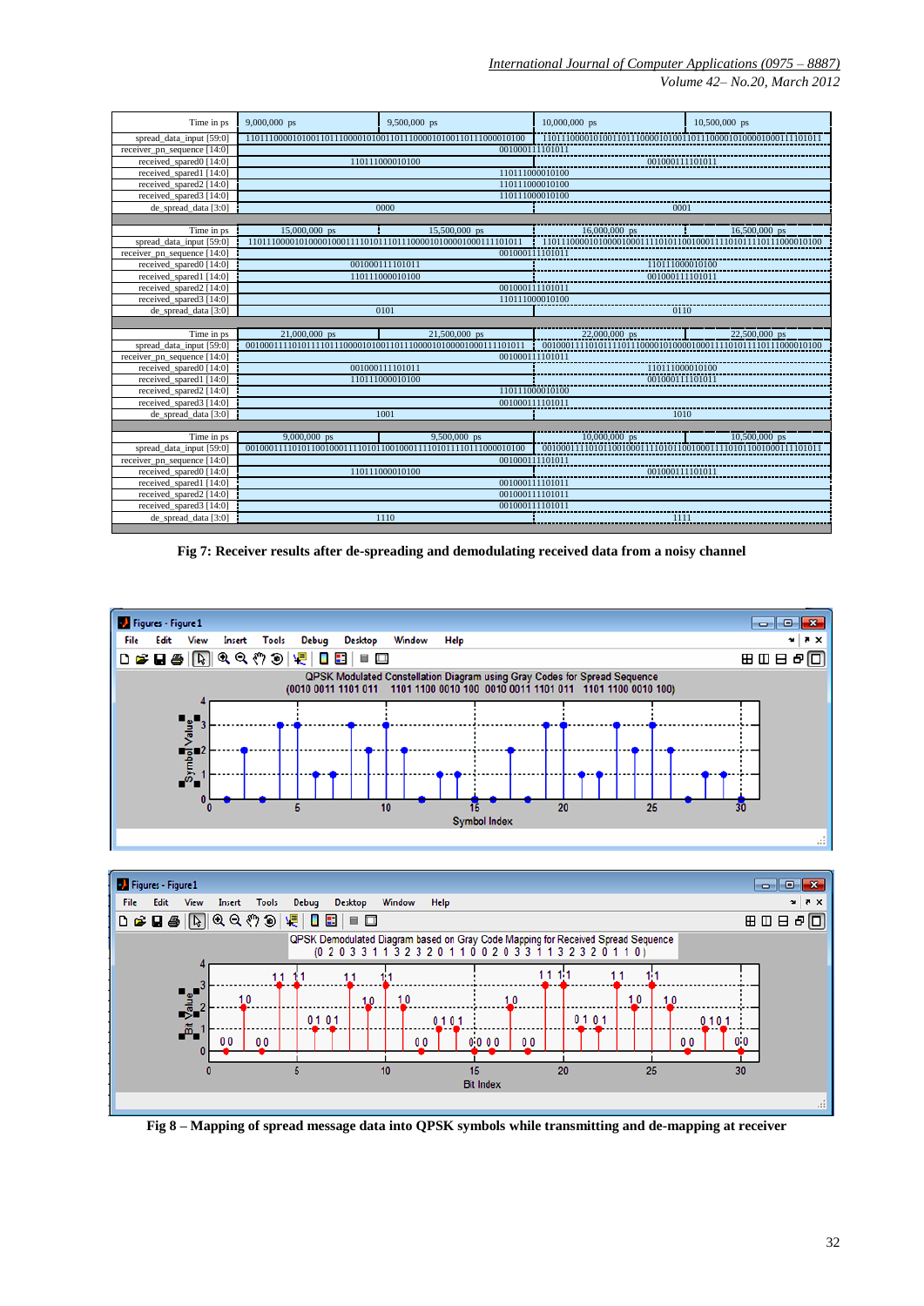| Time in ps | 9,000,000 ps | 9,500,000 ps | 10,000,000 ps | 10,500,000 ps |
|---|---|---|---|---|
| spread_data_input [59:0] | 110111000010100110111000010100110111000010100110111000010100 | | 110111000010100110111000010100110111000010100001000111101011 | |
| receiver_pn_sequence [14:0] | 001000111101011 | | | |
| received_spared0 [14:0] | 110111000010100 | | 001000111101011 | |
| received_spared1 [14:0] | 110111000010100 | | | |
| received_spared2 [14:0] | 110111000010100 | | | |
| received_spared3 [14:0] | 110111000010100 | | | |
| de_spread_data [3:0] | 0000 | | 0001 | |
| Time in ps | 15,000,000 ps | 15,500,000 ps | 16,000,000 ps | 16,500,000 ps |
| spread_data_input [59:0] | 110111000010100001000111101011110111000010100001000111101011 | | 110111000010100001000111101011001000111101011110111000010100 | |
| receiver_pn_sequence [14:0] | 001000111101011 | | | |
| received_spared0 [14:0] | 001000111101011 | | 110111000010100 | |
| received_spared1 [14:0] | 110111000010100 | | 001000111101011 | |
| received_spared2 [14:0] | 001000111101011 | | | |
| received_spared3 [14:0] | 110111000010100 | | | |
| de_spread_data [3:0] | 0101 | | 0110 | |
| Time in ps | 21,000,000 ps | 21,500,000 ps | 22,000,000 ps | 22,500,000 ps |
| spread_data_input [59:0] | 001000111101011110111000010100110111000010100001000111101011 | | 001000111101011110111000010100001000111101011110111000010100 | |
| receiver_pn_sequence [14:0] | 001000111101011 | | | |
| received_spared0 [14:0] | 001000111101011 | | 110111000010100 | |
| received_spared1 [14:0] | 110111000010100 | | 001000111101011 | |
| received_spared2 [14:0] | 110111000010100 | | | |
| received_spared3 [14:0] | 001000111101011 | | | |
| de_spread_data [3:0] | 1001 | | 1010 | |
| Time in ps | 9,000,000 ps | 9,500,000 ps | 10,000,000 ps | 10,500,000 ps |
| spread_data_input [59:0] | 001000111101011001000111101011001000111101011110111000010100 | | 001000111101011001000111101011001000111101011001000111101011 | |
| receiver_pn_sequence [14:0] | 001000111101011 | | | |
| received_spared0 [14:0] | 110111000010100 | | 001000111101011 | |
| received_spared1 [14:0] | 001000111101011 | | | |
| received_spared2 [14:0] | 001000111101011 | | | |
| received_spared3 [14:0] | 001000111101011 | | | |
| de_spread_data [3:0] | 1110 | | 1111 | |

**Fig 7: Receiver results after de-spreading and demodulating received data from a noisy channel**

**Fig 8 – Mapping of spread message data into QPSK symbols while transmitting and de-mapping at receiver**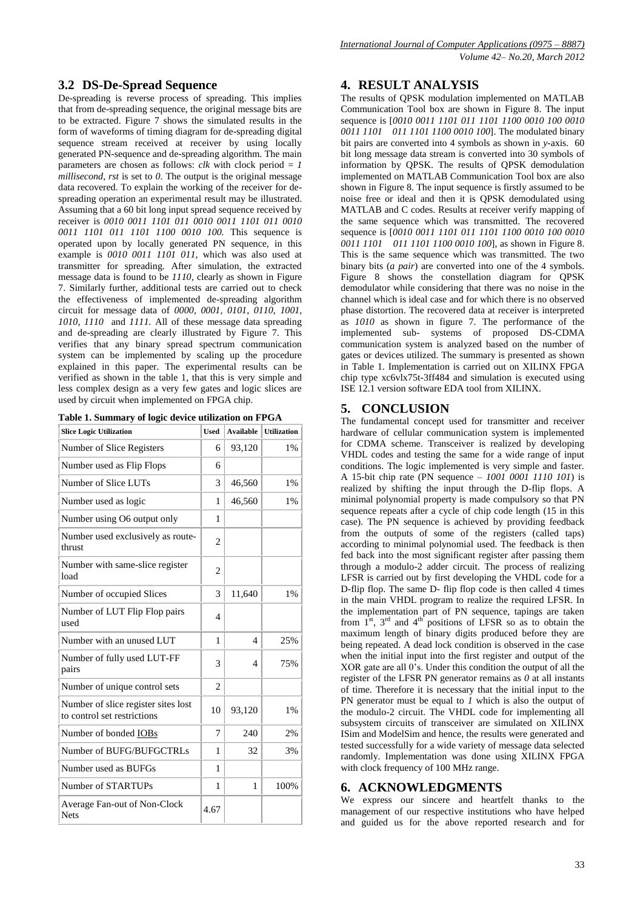## 3.2 DS-De-Spread Sequence

De-spreading is reverse process of spreading. This implies that from de-spreading sequence, the original message bits are to be extracted. Figure 7 shows the simulated results in the form of waveforms of timing diagram for de-spreading digital sequence stream received at receiver by using locally generated PN-sequence and de-spreading algorithm. The main parameters are chosen as follows: *clk* with clock period = *1 millisecond*, *rst* is set to *0*. The output is the original message data recovered. To explain the working of the receiver for de-spreading operation an experimental result may be illustrated. Assuming that a 60 bit long input spread sequence received by receiver is *0010 0011 1101 011 0010 0011 1101 011 0010 0011 1101 011 1101 1100 0010 100.* This sequence is operated upon by locally generated PN sequence, in this example is *0010 0011 1101 011,* which was also used at transmitter for spreading. After simulation, the extracted message data is found to be *1110,* clearly as shown in Figure 7. Similarly further, additional tests are carried out to check the effectiveness of implemented de-spreading algorithm circuit for message data of *0000, 0001, 0101, 0110, 1001, 1010, 1110* and *1111.* All of these message data spreading and de-spreading are clearly illustrated by Figure 7. This verifies that any binary spread spectrum communication system can be implemented by scaling up the procedure explained in this paper. The experimental results can be verified as shown in the table 1, that this is very simple and less complex design as a very few gates and logic slices are used by circuit when implemented on FPGA chip.

**Table 1. Summary of logic device utilization on FPGA**

| Slice Logic Utilization | Used | Available | Utilization |
|---|---|---|---|
| Number of Slice Registers | 6 | 93,120 | 1% |
| Number used as Flip Flops | 6 | | |
| Number of Slice LUTs | 3 | 46,560 | 1% |
| Number used as logic | 1 | 46,560 | 1% |
| Number using O6 output only | 1 | | |
| Number used exclusively as route-thrust | 2 | | |
| Number with same-slice register load | 2 | | |
| Number of occupied Slices | 3 | 11,640 | 1% |
| Number of LUT Flip Flop pairs used | 4 | | |
| Number with an unused LUT | 1 | 4 | 25% |
| Number of fully used LUT-FF pairs | 3 | 4 | 75% |
| Number of unique control sets | 2 | | |
| Number of slice register sites lost to control set restrictions | 10 | 93,120 | 1% |
| Number of bonded IOBs | 7 | 240 | 2% |
| Number of BUFG/BUFGCTRLs | 1 | 32 | 3% |
| Number used as BUFGs | 1 | | |
| Number of STARTUPs | 1 | 1 | 100% |
| Average Fan-out of Non-Clock Nets | 4.67 | | |

## 4. RESULT ANALYSIS

The results of QPSK modulation implemented on MATLAB Communication Tool box are shown in Figure 8. The input sequence is [*0010 0011 1101 011 1101 1100 0010 100 0010 0011 1101 011 1101 1100 0010 100*]. The modulated binary bit pairs are converted into 4 symbols as shown in *y*-axis. 60 bit long message data stream is converted into 30 symbols of information by QPSK. The results of QPSK demodulation implemented on MATLAB Communication Tool box are also shown in Figure 8. The input sequence is firstly assumed to be noise free or ideal and then it is QPSK demodulated using MATLAB and C codes. Results at receiver verify mapping of the same sequence which was transmitted. The recovered sequence is [*0010 0011 1101 011 1101 1100 0010 100 0010 0011 1101 011 1101 1100 0010 100*], as shown in Figure 8. This is the same sequence which was transmitted. The two binary bits (*a pair*) are converted into one of the 4 symbols. Figure 8 shows the constellation diagram for QPSK demodulator while considering that there was no noise in the channel which is ideal case and for which there is no observed phase distortion. The recovered data at receiver is interpreted as *1010* as shown in figure 7. The performance of the implemented sub- systems of proposed DS-CDMA communication system is analyzed based on the number of gates or devices utilized. The summary is presented as shown in Table 1. Implementation is carried out on XILINX FPGA chip type xc6vlx75t-3ff484 and simulation is executed using ISE 12.1 version software EDA tool from XILINX.

## 5. CONCLUSION

The fundamental concept used for transmitter and receiver hardware of cellular communication system is implemented for CDMA scheme. Transceiver is realized by developing VHDL codes and testing the same for a wide range of input conditions. The logic implemented is very simple and faster. A 15-bit chip rate (PN sequence – *1001 0001 1110 101*) is realized by shifting the input through the D-flip flops. A minimal polynomial property is made compulsory so that PN sequence repeats after a cycle of chip code length (15 in this case). The PN sequence is achieved by providing feedback from the outputs of some of the registers (called taps) according to minimal polynomial used. The feedback is then fed back into the most significant register after passing them through a modulo-2 adder circuit. The process of realizing LFSR is carried out by first developing the VHDL code for a D-flip flop. The same D- flip flop code is then called 4 times in the main VHDL program to realize the required LFSR. In the implementation part of PN sequence, tapings are taken from 1st, 3rd and 4th positions of LFSR so as to obtain the maximum length of binary digits produced before they are being repeated. A dead lock condition is observed in the case when the initial input into the first register and output of the XOR gate are all 0's. Under this condition the output of all the register of the LFSR PN generator remains as *0* at all instants of time. Therefore it is necessary that the initial input to the PN generator must be equal to *1* which is also the output of the modulo-2 circuit. The VHDL code for implementing all subsystem circuits of transceiver are simulated on XILINX ISim and ModelSim and hence, the results were generated and tested successfully for a wide variety of message data selected randomly. Implementation was done using XILINX FPGA with clock frequency of 100 MHz range.

## 6. ACKNOWLEDGMENTS

We express our sincere and heartfelt thanks to the management of our respective institutions who have helped and guided us for the above reported research and for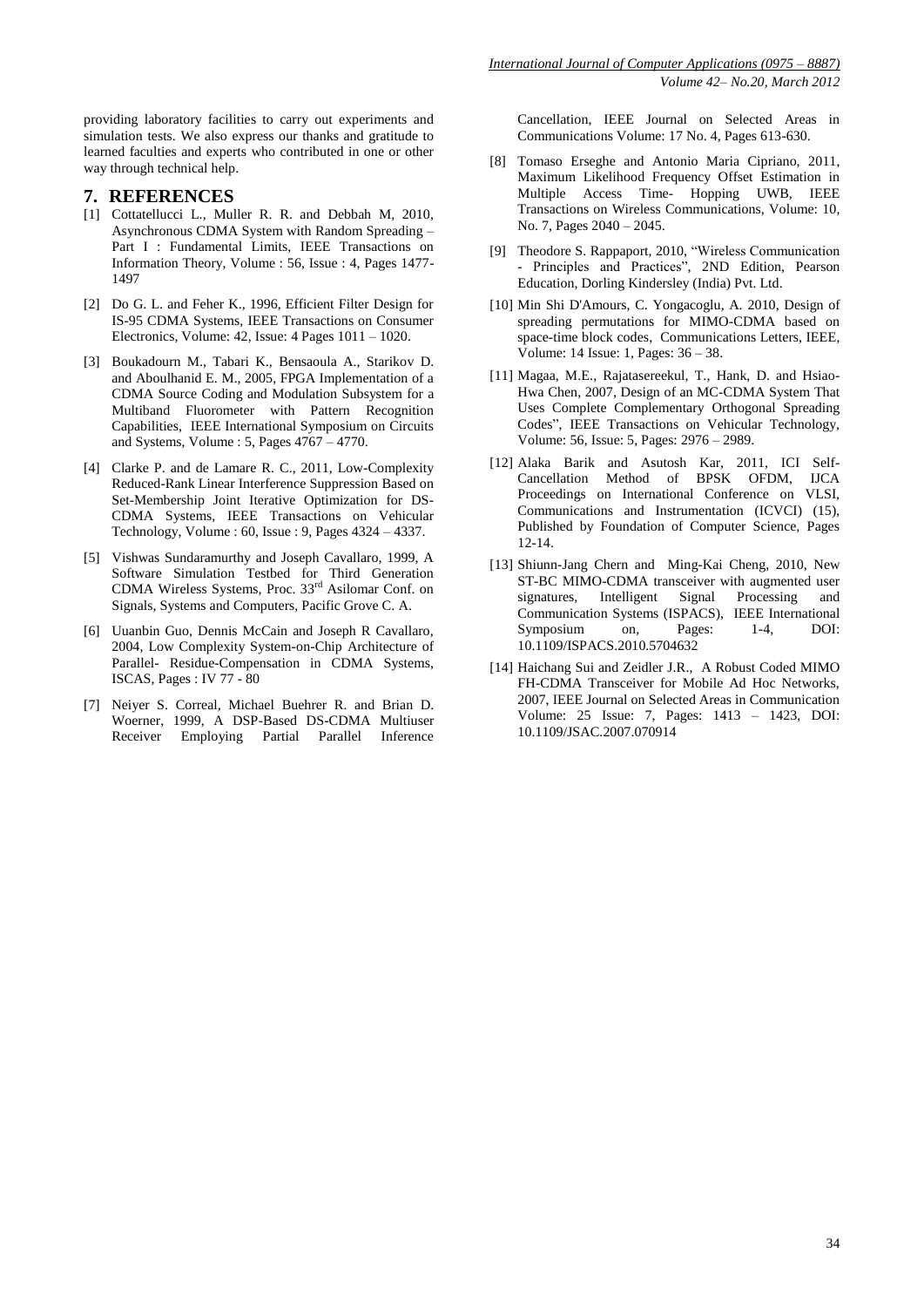providing laboratory facilities to carry out experiments and simulation tests. We also express our thanks and gratitude to learned faculties and experts who contributed in one or other way through technical help.

## 7. REFERENCES

[1] Cottatellucci L., Muller R. R. and Debbah M, 2010, Asynchronous CDMA System with Random Spreading – Part I : Fundamental Limits, IEEE Transactions on Information Theory, Volume : 56, Issue : 4, Pages 1477-1497

[2] Do G. L. and Feher K., 1996, Efficient Filter Design for IS-95 CDMA Systems, IEEE Transactions on Consumer Electronics, Volume: 42, Issue: 4 Pages 1011 – 1020.

[3] Boukadourn M., Tabari K., Bensaoula A., Starikov D. and Aboulhanid E. M., 2005, FPGA Implementation of a CDMA Source Coding and Modulation Subsystem for a Multiband Fluorometer with Pattern Recognition Capabilities, IEEE International Symposium on Circuits and Systems, Volume : 5, Pages 4767 – 4770.

[4] Clarke P. and de Lamare R. C., 2011, Low-Complexity Reduced-Rank Linear Interference Suppression Based on Set-Membership Joint Iterative Optimization for DS-CDMA Systems, IEEE Transactions on Vehicular Technology, Volume : 60, Issue : 9, Pages 4324 – 4337.

[5] Vishwas Sundaramurthy and Joseph Cavallaro, 1999, A Software Simulation Testbed for Third Generation CDMA Wireless Systems, Proc. 33rd Asilomar Conf. on Signals, Systems and Computers, Pacific Grove C. A.

[6] Uuanbin Guo, Dennis McCain and Joseph R Cavallaro, 2004, Low Complexity System-on-Chip Architecture of Parallel- Residue-Compensation in CDMA Systems, ISCAS, Pages : IV 77 - 80

[7] Neiyer S. Correal, Michael Buehrer R. and Brian D. Woerner, 1999, A DSP-Based DS-CDMA Multiuser Receiver Employing Partial Parallel Inference Cancellation, IEEE Journal on Selected Areas in Communications Volume: 17 No. 4, Pages 613-630.

[8] Tomaso Erseghe and Antonio Maria Cipriano, 2011, Maximum Likelihood Frequency Offset Estimation in Multiple Access Time- Hopping UWB, IEEE Transactions on Wireless Communications, Volume: 10, No. 7, Pages 2040 – 2045.

[9] Theodore S. Rappaport, 2010, "Wireless Communication - Principles and Practices", 2ND Edition, Pearson Education, Dorling Kindersley (India) Pvt. Ltd.

[10] Min Shi D'Amours, C. Yongacoglu, A. 2010, Design of spreading permutations for MIMO-CDMA based on space-time block codes, Communications Letters, IEEE, Volume: 14 Issue: 1, Pages: 36 – 38.

[11] Magaa, M.E., Rajatasereekul, T., Hank, D. and Hsiao-Hwa Chen, 2007, Design of an MC-CDMA System That Uses Complete Complementary Orthogonal Spreading Codes", IEEE Transactions on Vehicular Technology, Volume: 56, Issue: 5, Pages: 2976 – 2989.

[12] Alaka Barik and Asutosh Kar, 2011, ICI Self-Cancellation Method of BPSK OFDM, IJCA Proceedings on International Conference on VLSI, Communications and Instrumentation (ICVCI) (15), Published by Foundation of Computer Science, Pages 12-14.

[13] Shiunn-Jang Chern and Ming-Kai Cheng, 2010, New ST-BC MIMO-CDMA transceiver with augmented user signatures, Intelligent Signal Processing and Communication Systems (ISPACS), IEEE International Symposium on, Pages: 1-4, DOI: 10.1109/ISPACS.2010.5704632

[14] Haichang Sui and Zeidler J.R., A Robust Coded MIMO FH-CDMA Transceiver for Mobile Ad Hoc Networks, 2007, IEEE Journal on Selected Areas in Communication Volume: 25 Issue: 7, Pages: 1413 – 1423, DOI: 10.1109/JSAC.2007.070914